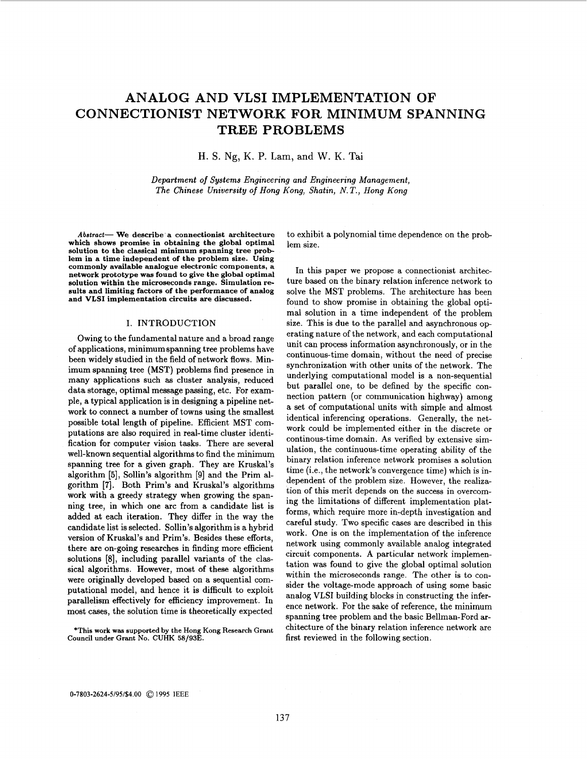# ANALOG AND VLSI IMPLEMENTATION OF CONNECTIONIST NETWORK FOR MINIMUM SPANNING TREE PROBLEMS

H. S. Ng, K. P. Lam, and W. K. Tai

*Department of Systems Engineering and Engineering Management, The Chinese University of Hong Kong, Shatin, N.T., Hong Kong*

***Abstract*— We describe a connectionist architecture which shows promise in obtaining the global optimal solution to the classical minimum spanning tree problem in a time independent of the problem size. Using commonly available analogue electronic components, a network prototype was found to give the global optimal solution within the microseconds range. Simulation results and limiting factors of the performance of analog and VLSI implementation circuits are discussed.**

## I. INTRODUCTION

Owing to the fundamental nature and a broad range of applications, minimum spanning tree problems have been widely studied in the field of network flows. Minimum spanning tree (MST) problems find presence in many applications such as cluster analysis, reduced data storage, optimal message passing, etc. For example, a typical application is in designing a pipeline network to connect a number of towns using the smallest possible total length of pipeline. Efficient MST computations are also required in real-time cluster identification for computer vision tasks. There are several well-known sequential algorithms to find the minimum spanning tree for a given graph. They are Kruskal's algorithm [5], Sollin's algorithm [9] and the Prim algorithm [7]. Both Prim's and Kruskal's algorithms work with a greedy strategy when growing the spanning tree, in which one arc from a candidate list is added at each iteration. They differ in the way the candidate list is selected. Sollin's algorithm is a hybrid version of Kruskal's and Prim's. Besides these efforts, there are on-going researches in finding more efficient solutions [8], including parallel variants of the classical algorithms. However, most of these algorithms were originally developed based on a sequential computational model, and hence it is difficult to exploit parallelism effectively for efficiency improvement. In most cases, the solution time is theoretically expected to exhibit a polynomial time dependence on the problem size.

In this paper we propose a connectionist architecture based on the binary relation inference network to solve the MST problems. The architecture has been found to show promise in obtaining the global optimal solution in a time independent of the problem size. This is due to the parallel and asynchronous operating nature of the network, and each computational unit can process information asynchronously, or in the continuous-time domain, without the need of precise synchronization with other units of the network. The underlying computational model is a non-sequential but parallel one, to be defined by the specific connection pattern (or communication highway) among a set of computational units with simple and almost identical inferencing operations. Generally, the network could be implemented either in the discrete or continous-time domain. As verified by extensive simulation, the continuous-time operating ability of the binary relation inference network promises a solution time (i.e., the network's convergence time) which is independent of the problem size. However, the realization of this merit depends on the success in overcoming the limitations of different implementation platforms, which require more in-depth investigation and careful study. Two specific cases are described in this work. One is on the implementation of the inference network using commonly available analog integrated circuit components. A particular network implementation was found to give the global optimal solution within the microseconds range. The other is to consider the voltage-mode approach of using some basic analog VLSI building blocks in constructing the inference network. For the sake of reference, the minimum spanning tree problem and the basic Bellman-Ford architecture of the binary relation inference network are first reviewed in the following section.

*This work was supported by the Hong Kong Research Grant Council under Grant No. CUHK 58/93E.

0-7803-2624-5/95/$4.00 © 1995 IEEE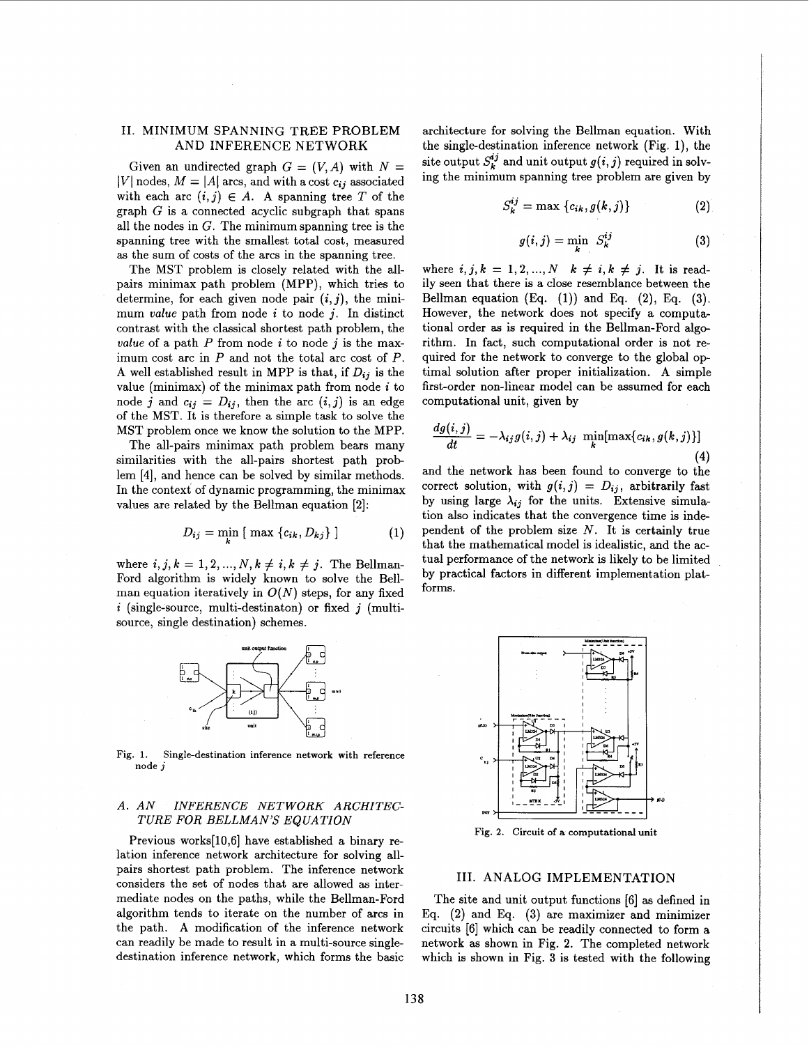## II. MINIMUM SPANNING TREE PROBLEM AND INFERENCE NETWORK

Given an undirected graph $G = (V, A)$ with $N = |V|$ nodes, $M = |A|$ arcs, and with a cost $c_{ij}$ associated with each arc $(i,j) \in A$. A spanning tree $T$ of the graph $G$ is a connected acyclic subgraph that spans all the nodes in $G$. The minimum spanning tree is the spanning tree with the smallest total cost, measured as the sum of costs of the arcs in the spanning tree.

The MST problem is closely related with the all-pairs minimax path problem (MPP), which tries to determine, for each given node pair $(i,j)$, the minimum *value* path from node $i$ to node $j$. In distinct contrast with the classical shortest path problem, the *value* of a path $P$ from node $i$ to node $j$ is the maximum cost arc in $P$ and not the total arc cost of $P$. A well established result in MPP is that, if $D_{ij}$ is the value (minimax) of the minimax path from node $i$ to node $j$ and $c_{ij} = D_{ij}$, then the arc $(i,j)$ is an edge of the MST. It is therefore a simple task to solve the MST problem once we know the solution to the MPP.

The all-pairs minimax path problem bears many similarities with the all-pairs shortest path problem [4], and hence can be solved by similar methods. In the context of dynamic programming, the minimax values are related by the Bellman equation [2]:

$$D_{ij} = \min_k \left[ \max \{c_{ik}, D_{kj}\} \right] \qquad (1)$$

where $i,j,k = 1,2,...,N, k \neq i, k \neq j$. The Bellman-Ford algorithm is widely known to solve the Bellman equation iteratively in $O(N)$ steps, for any fixed $i$ (single-source, multi-destinaton) or fixed $j$ (multi-source, single destination) schemes.

Fig. 1. Single-destination inference network with reference node $j$

### A. AN INFERENCE NETWORK ARCHITECTURE FOR BELLMAN'S EQUATION

Previous works[10,6] have established a binary relation inference network architecture for solving all-pairs shortest path problem. The inference network considers the set of nodes that are allowed as intermediate nodes on the paths, while the Bellman-Ford algorithm tends to iterate on the number of arcs in the path. A modification of the inference network can readily be made to result in a multi-source single-destination inference network, which forms the basic architecture for solving the Bellman equation. With the single-destination inference network (Fig. 1), the site output $S_k^{ij}$ and unit output $g(i,j)$ required in solving the minimum spanning tree problem are given by

$$S_k^{ij} = \max \{c_{ik}, g(k,j)\} \qquad (2)$$

$$g(i,j) = \min_k S_k^{ij} \qquad (3)$$

where $i,j,k = 1,2,...,N \quad k \neq i, k \neq j$. It is readily seen that there is a close resemblance between the Bellman equation (Eq. (1)) and Eq. (2), Eq. (3). However, the network does not specify a computational order as is required in the Bellman-Ford algorithm. In fact, such computational order is not required for the network to converge to the global optimal solution after proper initialization. A simple first-order non-linear model can be assumed for each computational unit, given by

$$\frac{dg(i,j)}{dt} = -\lambda_{ij} g(i,j) + \lambda_{ij} \min_k [\max\{c_{ik}, g(k,j)\}] \qquad (4)$$

and the network has been found to converge to the correct solution, with $g(i,j) = D_{ij}$ arbitrarily fast by using large $\lambda_{ij}$ for the units. Extensive simulation also indicates that the convergence time is independent of the problem size $N$. It is certainly true that the mathematical model is idealistic, and the actual performance of the network is likely to be limited by practical factors in different implementation platforms.

Fig. 2. Circuit of a computational unit

## III. ANALOG IMPLEMENTATION

The site and unit output functions [6] as defined in Eq. (2) and Eq. (3) are maximizer and minimizer circuits [6] which can be readily connected to form a network as shown in Fig. 2. The completed network which is shown in Fig. 3 is tested with the following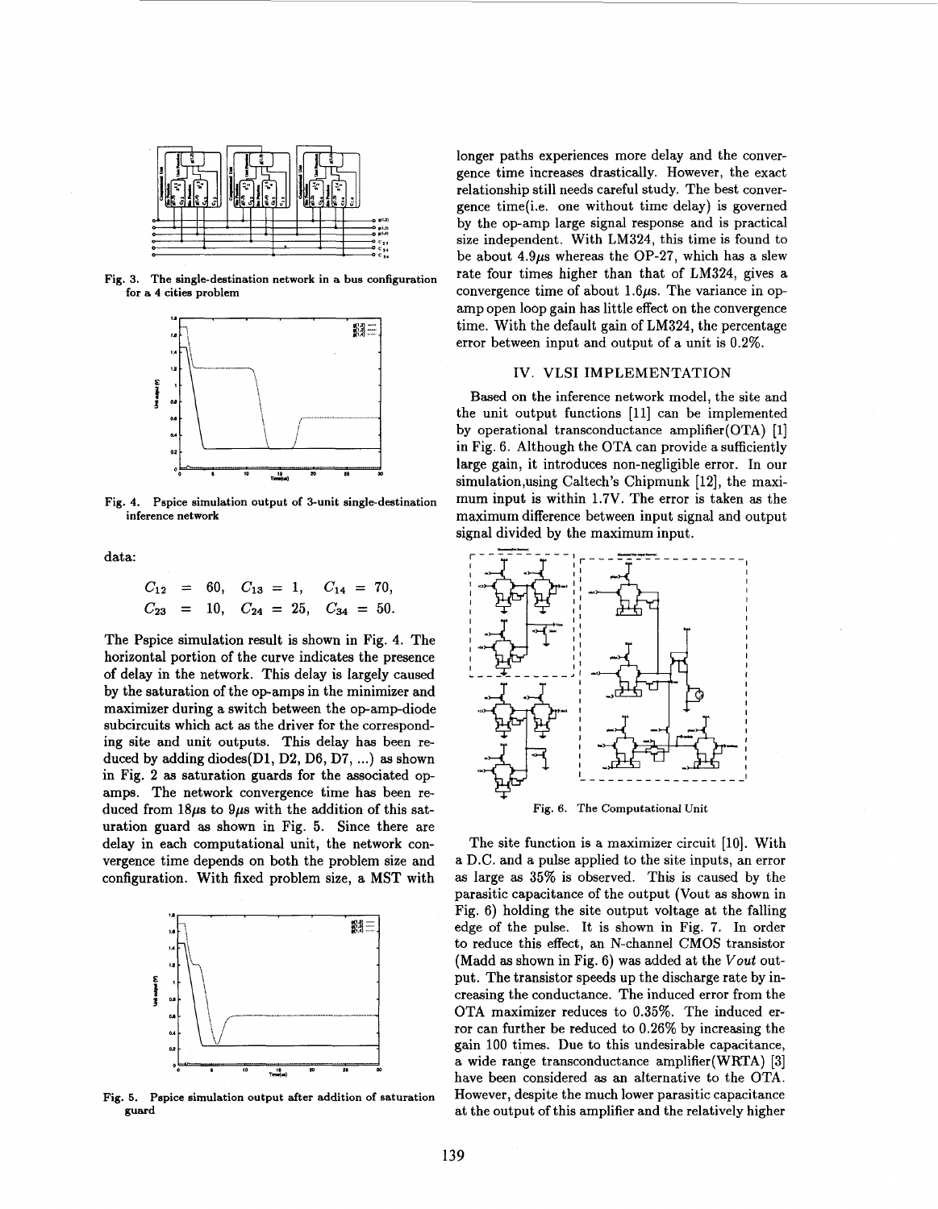Fig. 3. The single-destination network in a bus configuration for a 4 cities problem

Fig. 4. Pspice simulation output of 3-unit single-destination inference network

data:

$$C_{12} = 60, \quad C_{13} = 1, \quad C_{14} = 70,$$
$$C_{23} = 10, \quad C_{24} = 25, \quad C_{34} = 50.$$

The Pspice simulation result is shown in Fig. 4. The horizontal portion of the curve indicates the presence of delay in the network. This delay is largely caused by the saturation of the op-amps in the minimizer and maximizer during a switch between the op-amp-diode subcircuits which act as the driver for the corresponding site and unit outputs. This delay has been reduced by adding diodes(D1, D2, D6, D7, ...) as shown in Fig. 2 as saturation guards for the associated op-amps. The network convergence time has been reduced from $18\mu s$ to $9\mu s$ with the addition of this saturation guard as shown in Fig. 5. Since there are delay in each computational unit, the network convergence time depends on both the problem size and configuration. With fixed problem size, a MST with longer paths experiences more delay and the convergence time increases drastically. However, the exact relationship still needs careful study. The best convergence time(i.e. one without time delay) is governed by the op-amp large signal response and is practical size independent. With LM324, this time is found to be about $4.9\mu s$ whereas the OP-27, which has a slew rate four times higher than that of LM324, gives a convergence time of about $1.6\mu s$. The variance in op-amp open loop gain has little effect on the convergence time. With the default gain of LM324, the percentage error between input and output of a unit is 0.2%.

Fig. 5. Pspice simulation output after addition of saturation guard

## IV. VLSI IMPLEMENTATION

Based on the inference network model, the site and the unit output functions [11] can be implemented by operational transconductance amplifier(OTA) [1] in Fig. 6. Although the OTA can provide a sufficiently large gain, it introduces non-negligible error. In our simulation,using Caltech's Chipmunk [12], the maximum input is within 1.7V. The error is taken as the maximum difference between input signal and output signal divided by the maximum input.

Fig. 6. The Computational Unit

The site function is a maximizer circuit [10]. With a D.C. and a pulse applied to the site inputs, an error as large as 35% is observed. This is caused by the parasitic capacitance of the output (Vout as shown in Fig. 6) holding the site output voltage at the falling edge of the pulse. It is shown in Fig. 7. In order to reduce this effect, an N-channel CMOS transistor (Madd as shown in Fig. 6) was added at the *Vout* output. The transistor speeds up the discharge rate by increasing the conductance. The induced error from the OTA maximizer reduces to 0.35%. The induced error can further be reduced to 0.26% by increasing the gain 100 times. Due to this undesirable capacitance, a wide range transconductance amplifier(WRTA) [3] have been considered as an alternative to the OTA. However, despite the much lower parasitic capacitance at the output of this amplifier and the relatively higher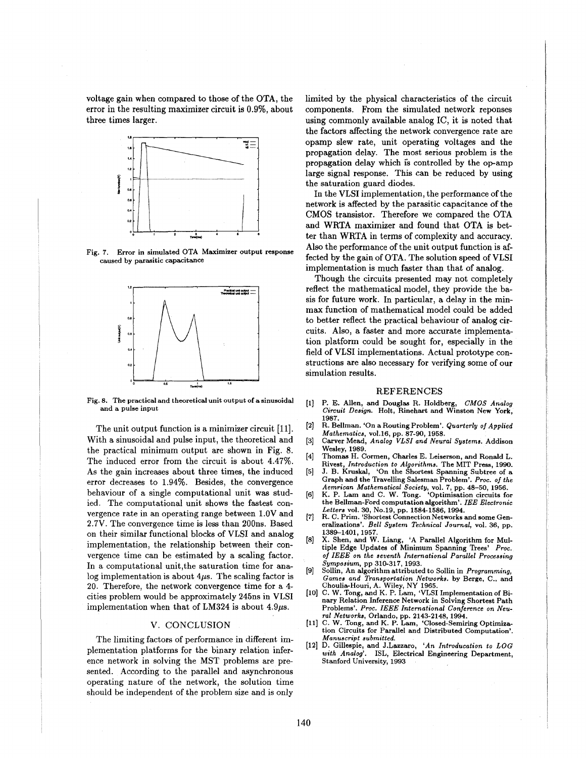voltage gain when compared to those of the OTA, the error in the resulting maximizer circuit is 0.9%, about three times larger.

Fig. 7. Error in simulated OTA Maximizer output response caused by parasitic capacitance

Fig. 8. The practical and theoretical unit output of a sinusoidal and a pulse input

The unit output function is a minimizer circuit [11]. With a sinusoidal and pulse input, the theoretical and the practical minimum output are shown in Fig. 8. The induced error from the circuit is about 4.47%. As the gain increases about three times, the induced error decreases to 1.94%. Besides, the convergence behaviour of a single computational unit was studied. The computational unit shows the fastest convergence rate in an operating range between 1.0V and 2.7V. The convergence time is less than 200ns. Based on their similar functional blocks of VLSI and analog implementation, the relationship between their convergence time can be estimated by a scaling factor. In a computational unit, the saturation time for analog implementation is about $4\mu s$. The scaling factor is 20. Therefore, the network convergence time for a 4-cities problem would be approximately 245ns in VLSI implementation when that of LM324 is about $4.9\mu s$.

## V. CONCLUSION

The limiting factors of performance in different implementation platforms for the binary relation inference network in solving the MST problems are presented. According to the parallel and asynchronous operating nature of the network, the solution time should be independent of the problem size and is only limited by the physical characteristics of the circuit components. From the simulated network reponses using commonly available analog IC, it is noted that the factors affecting the network convergence rate are opamp slew rate, unit operating voltages and the propagation delay. The most serious problem is the propagation delay which is controlled by the op-amp large signal response. This can be reduced by using the saturation guard diodes.

In the VLSI implementation, the performance of the network is affected by the parasitic capacitance of the CMOS transistor. Therefore we compared the OTA and WRTA maximizer and found that OTA is better than WRTA in terms of complexity and accuracy. Also the performance of the unit output function is affected by the gain of OTA. The solution speed of VLSI implementation is much faster than that of analog.

Though the circuits presented may not completely reflect the mathematical model, they provide the basis for future work. In particular, a delay in the min-max function of mathematical model could be added to better reflect the practical behaviour of analog circuits. Also, a faster and more accurate implementation platform could be sought for, especially in the field of VLSI implementations. Actual prototype constructions are also necessary for verifying some of our simulation results.

## REFERENCES

[1] P. E. Allen, and Douglas R. Holdberg, *CMOS Analog Circuit Design*. Holt, Rinehart and Winston New York, 1987.

[2] R. Bellman. 'On a Routing Problem'. *Quarterly of Applied Mathematics*, vol.16, pp. 87-90, 1958.

[3] Carver Mead, *Analog VLSI and Neural Systems*. Addison Wesley, 1989.

[4] Thomas H. Cormen, Charles E. Leiserson, and Ronald L. Rivest, *Introduction to Algorithms*. The MIT Press, 1990.

[5] J. B. Kruskal, 'On the Shortest Spanning Subtree of a Graph and the Travelling Salesman Problem'. *Proc. of the Aemrican Mathematical Society*, vol. 7, pp. 48-50, 1956.

[6] K. P. Lam and C. W. Tong. 'Optimisation circuits for the Bellman-Ford computation algorithm'. *IEE Electronic Letters* vol. 30, No.19, pp. 1584-1586, 1994.

[7] R. C. Prim. 'Shortest Connection Networks and some Generalizations'. *Bell System Technical Journal*, vol. 36, pp. 1389-1401, 1957.

[8] X. Shen, and W. Liang, 'A Parallel Algorithm for Multiple Edge Updates of Minimum Spanning Trees' *Proc. of IEEE on the seventh International Parallel Processing Symposium*, pp 310-317, 1993.

[9] Sollin, An algorithm attributed to Sollin in *Programming, Games and Transportation Networks*. by Berge, C., and Choulia-Houri, A. Wiley, NY 1965.

[10] C. W. Tong, and K. P. Lam, 'VLSI Implementation of Binary Relation Inference Network in Solving Shortest Path Problems'. *Proc. IEEE International Conference on Neural Networks*, Orlando, pp. 2143-2148, 1994.

[11] C. W. Tong, and K. P. Lam, 'Closed-Semiring Optimization Circuits for Parallel and Distributed Computation'. *Manuscript submitted.*

[12] D. Gillespie, and J.Lazzaro, '*An Introducation to LOG with Analog*'. ISL, Electrical Engineering Department, Stanford University, 1993